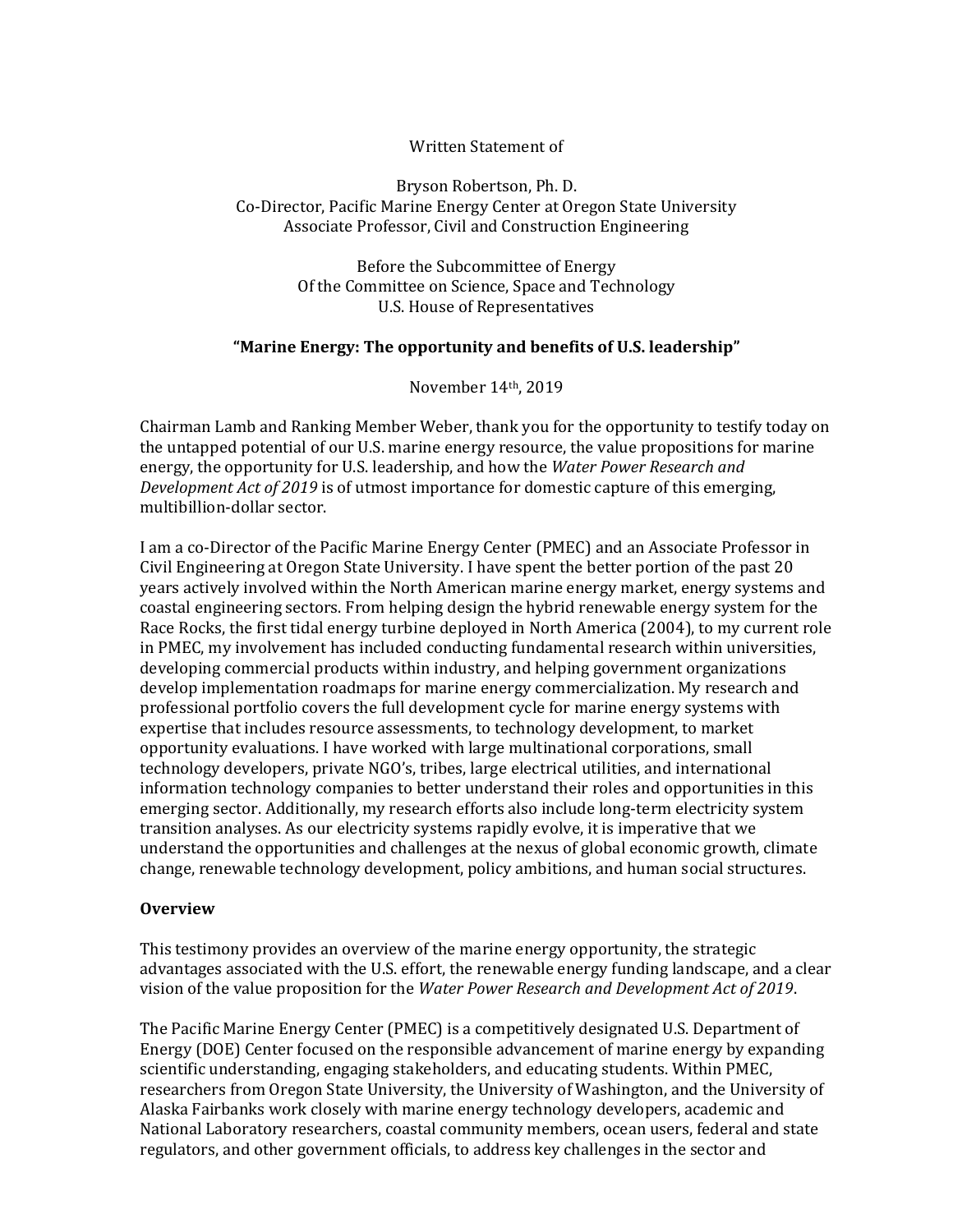Written Statement of

Bryson Robertson, Ph. D.
Co-Director, Pacific Marine Energy Center at Oregon State University
Associate Professor, Civil and Construction Engineering

Before the Subcommittee of Energy
Of the Committee on Science, Space and Technology
U.S. House of Representatives

**"Marine Energy: The opportunity and benefits of U.S. leadership"**

November 14th, 2019

Chairman Lamb and Ranking Member Weber, thank you for the opportunity to testify today on the untapped potential of our U.S. marine energy resource, the value propositions for marine energy, the opportunity for U.S. leadership, and how the *Water Power Research and Development Act of 2019* is of utmost importance for domestic capture of this emerging, multibillion-dollar sector.

I am a co-Director of the Pacific Marine Energy Center (PMEC) and an Associate Professor in Civil Engineering at Oregon State University. I have spent the better portion of the past 20 years actively involved within the North American marine energy market, energy systems and coastal engineering sectors. From helping design the hybrid renewable energy system for the Race Rocks, the first tidal energy turbine deployed in North America (2004), to my current role in PMEC, my involvement has included conducting fundamental research within universities, developing commercial products within industry, and helping government organizations develop implementation roadmaps for marine energy commercialization. My research and professional portfolio covers the full development cycle for marine energy systems with expertise that includes resource assessments, to technology development, to market opportunity evaluations. I have worked with large multinational corporations, small technology developers, private NGO's, tribes, large electrical utilities, and international information technology companies to better understand their roles and opportunities in this emerging sector. Additionally, my research efforts also include long-term electricity system transition analyses. As our electricity systems rapidly evolve, it is imperative that we understand the opportunities and challenges at the nexus of global economic growth, climate change, renewable technology development, policy ambitions, and human social structures.

## Overview

This testimony provides an overview of the marine energy opportunity, the strategic advantages associated with the U.S. effort, the renewable energy funding landscape, and a clear vision of the value proposition for the *Water Power Research and Development Act of 2019*.

The Pacific Marine Energy Center (PMEC) is a competitively designated U.S. Department of Energy (DOE) Center focused on the responsible advancement of marine energy by expanding scientific understanding, engaging stakeholders, and educating students. Within PMEC, researchers from Oregon State University, the University of Washington, and the University of Alaska Fairbanks work closely with marine energy technology developers, academic and National Laboratory researchers, coastal community members, ocean users, federal and state regulators, and other government officials, to address key challenges in the sector and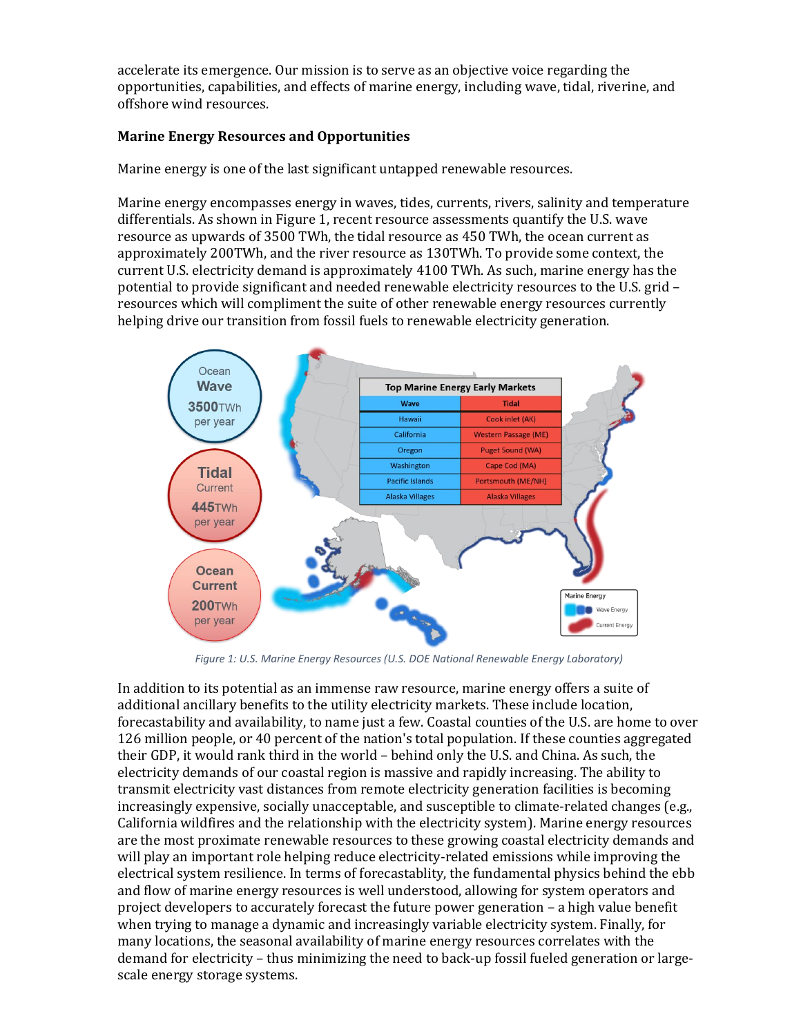accelerate its emergence. Our mission is to serve as an objective voice regarding the opportunities, capabilities, and effects of marine energy, including wave, tidal, riverine, and offshore wind resources.

**Marine Energy Resources and Opportunities**

Marine energy is one of the last significant untapped renewable resources.

Marine energy encompasses energy in waves, tides, currents, rivers, salinity and temperature differentials. As shown in Figure 1, recent resource assessments quantify the U.S. wave resource as upwards of 3500 TWh, the tidal resource as 450 TWh, the ocean current as approximately 200TWh, and the river resource as 130TWh. To provide some context, the current U.S. electricity demand is approximately 4100 TWh. As such, marine energy has the potential to provide significant and needed renewable electricity resources to the U.S. grid – resources which will compliment the suite of other renewable energy resources currently helping drive our transition from fossil fuels to renewable electricity generation.

| Top Marine Energy Early Markets | |
|---|---|
| **Wave** | **Tidal** |
| Hawaii | Cook inlet (AK) |
| California | Western Passage (ME) |
| Oregon | Puget Sound (WA) |
| Washington | Cape Cod (MA) |
| Pacific Islands | Portsmouth (ME/NH) |
| Alaska Villages | Alaska Villages |

Ocean Wave 3500TWh per year

Tidal Current 445TWh per year

Ocean Current 200TWh per year

*Figure 1: U.S. Marine Energy Resources (U.S. DOE National Renewable Energy Laboratory)*

In addition to its potential as an immense raw resource, marine energy offers a suite of additional ancillary benefits to the utility electricity markets. These include location, forecastability and availability, to name just a few. Coastal counties of the U.S. are home to over 126 million people, or 40 percent of the nation's total population. If these counties aggregated their GDP, it would rank third in the world – behind only the U.S. and China. As such, the electricity demands of our coastal region is massive and rapidly increasing. The ability to transmit electricity vast distances from remote electricity generation facilities is becoming increasingly expensive, socially unacceptable, and susceptible to climate-related changes (e.g., California wildfires and the relationship with the electricity system). Marine energy resources are the most proximate renewable resources to these growing coastal electricity demands and will play an important role helping reduce electricity-related emissions while improving the electrical system resilience. In terms of forecastablity, the fundamental physics behind the ebb and flow of marine energy resources is well understood, allowing for system operators and project developers to accurately forecast the future power generation – a high value benefit when trying to manage a dynamic and increasingly variable electricity system. Finally, for many locations, the seasonal availability of marine energy resources correlates with the demand for electricity – thus minimizing the need to back-up fossil fueled generation or large-scale energy storage systems.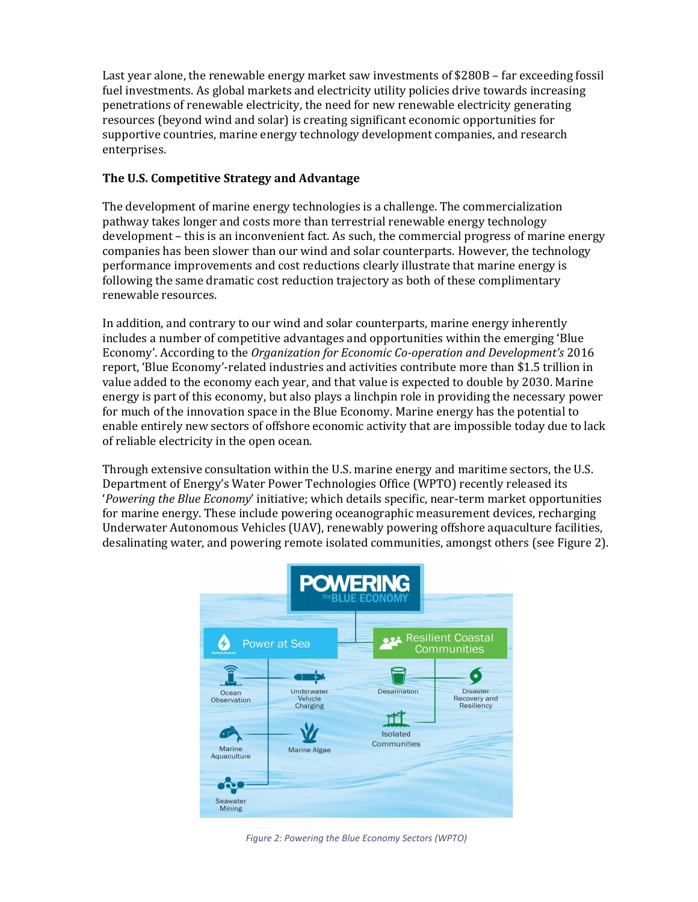Last year alone, the renewable energy market saw investments of $280B – far exceeding fossil fuel investments. As global markets and electricity utility policies drive towards increasing penetrations of renewable electricity, the need for new renewable electricity generating resources (beyond wind and solar) is creating significant economic opportunities for supportive countries, marine energy technology development companies, and research enterprises.

**The U.S. Competitive Strategy and Advantage**

The development of marine energy technologies is a challenge. The commercialization pathway takes longer and costs more than terrestrial renewable energy technology development – this is an inconvenient fact. As such, the commercial progress of marine energy companies has been slower than our wind and solar counterparts. However, the technology performance improvements and cost reductions clearly illustrate that marine energy is following the same dramatic cost reduction trajectory as both of these complimentary renewable resources.

In addition, and contrary to our wind and solar counterparts, marine energy inherently includes a number of competitive advantages and opportunities within the emerging 'Blue Economy'. According to the *Organization for Economic Co-operation and Development's* 2016 report, 'Blue Economy'-related industries and activities contribute more than $1.5 trillion in value added to the economy each year, and that value is expected to double by 2030. Marine energy is part of this economy, but also plays a linchpin role in providing the necessary power for much of the innovation space in the Blue Economy. Marine energy has the potential to enable entirely new sectors of offshore economic activity that are impossible today due to lack of reliable electricity in the open ocean.

Through extensive consultation within the U.S. marine energy and maritime sectors, the U.S. Department of Energy's Water Power Technologies Office (WPTO) recently released its '*Powering the Blue Economy*' initiative; which details specific, near-term market opportunities for marine energy. These include powering oceanographic measurement devices, recharging Underwater Autonomous Vehicles (UAV), renewably powering offshore aquaculture facilities, desalinating water, and powering remote isolated communities, amongst others (see Figure 2).

*Figure 2: Powering the Blue Economy Sectors (WPTO)*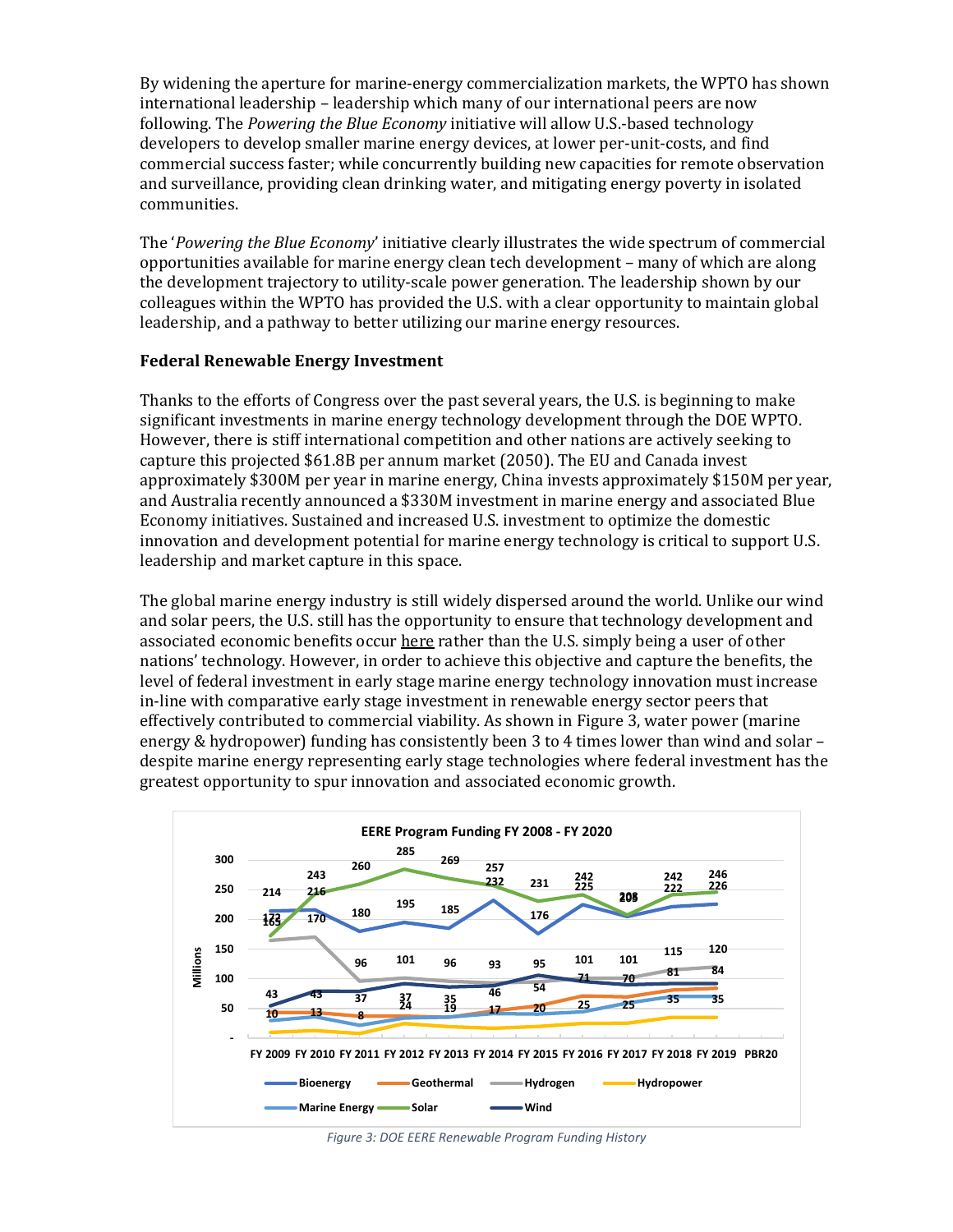By widening the aperture for marine-energy commercialization markets, the WPTO has shown international leadership – leadership which many of our international peers are now following. The *Powering the Blue Economy* initiative will allow U.S.-based technology developers to develop smaller marine energy devices, at lower per-unit-costs, and find commercial success faster; while concurrently building new capacities for remote observation and surveillance, providing clean drinking water, and mitigating energy poverty in isolated communities.

The '*Powering the Blue Economy*' initiative clearly illustrates the wide spectrum of commercial opportunities available for marine energy clean tech development – many of which are along the development trajectory to utility-scale power generation. The leadership shown by our colleagues within the WPTO has provided the U.S. with a clear opportunity to maintain global leadership, and a pathway to better utilizing our marine energy resources.

**Federal Renewable Energy Investment**

Thanks to the efforts of Congress over the past several years, the U.S. is beginning to make significant investments in marine energy technology development through the DOE WPTO. However, there is stiff international competition and other nations are actively seeking to capture this projected $61.8B per annum market (2050). The EU and Canada invest approximately $300M per year in marine energy, China invests approximately $150M per year, and Australia recently announced a $330M investment in marine energy and associated Blue Economy initiatives. Sustained and increased U.S. investment to optimize the domestic innovation and development potential for marine energy technology is critical to support U.S. leadership and market capture in this space.

The global marine energy industry is still widely dispersed around the world. Unlike our wind and solar peers, the U.S. still has the opportunity to ensure that technology development and associated economic benefits occur here rather than the U.S. simply being a user of other nations' technology. However, in order to achieve this objective and capture the benefits, the level of federal investment in early stage marine energy technology innovation must increase in-line with comparative early stage investment in renewable energy sector peers that effectively contributed to commercial viability. As shown in Figure 3, water power (marine energy & hydropower) funding has consistently been 3 to 4 times lower than wind and solar – despite marine energy representing early stage technologies where federal investment has the greatest opportunity to spur innovation and associated economic growth.

*Figure 3: DOE EERE Renewable Program Funding History*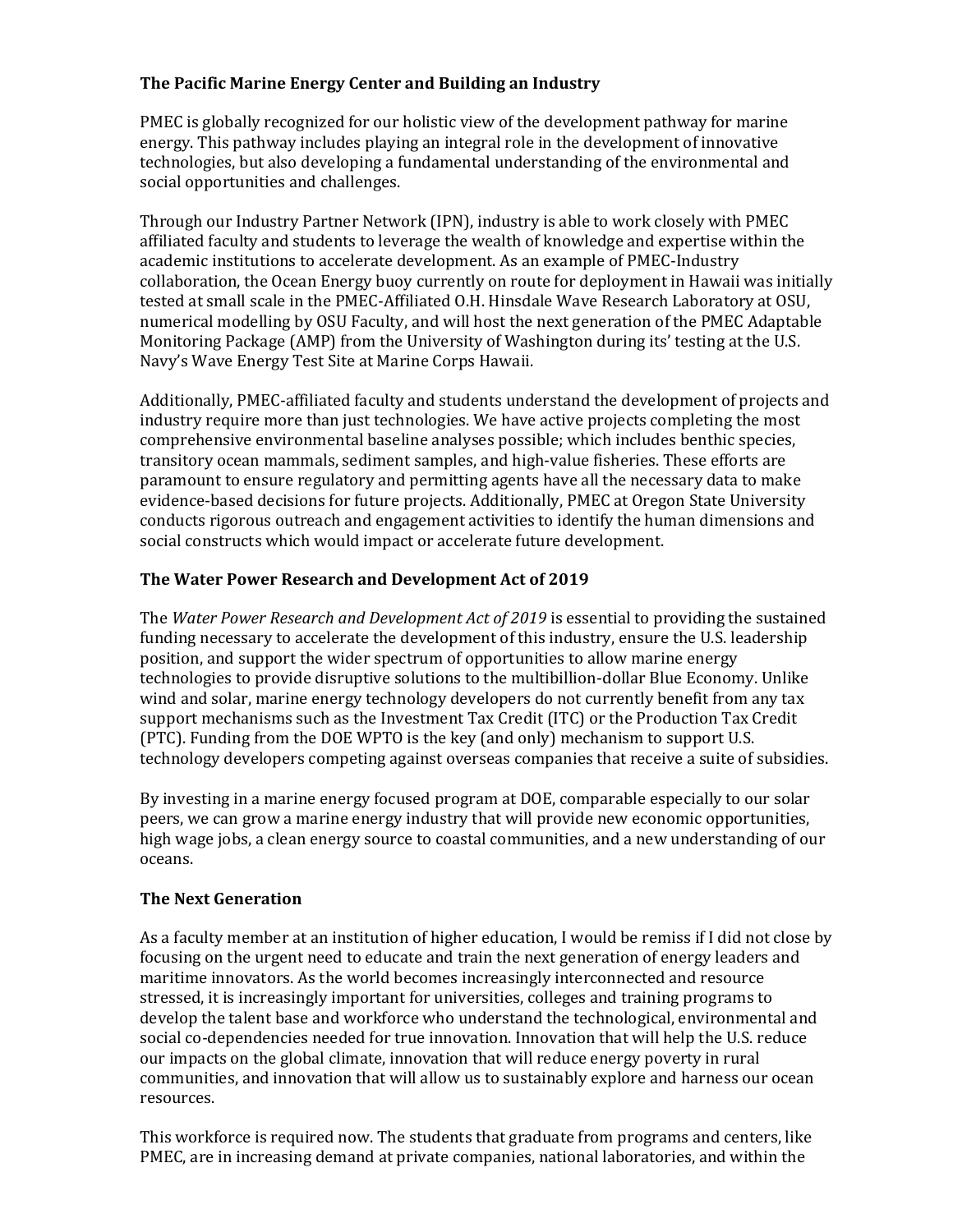## The Pacific Marine Energy Center and Building an Industry

PMEC is globally recognized for our holistic view of the development pathway for marine energy. This pathway includes playing an integral role in the development of innovative technologies, but also developing a fundamental understanding of the environmental and social opportunities and challenges.

Through our Industry Partner Network (IPN), industry is able to work closely with PMEC affiliated faculty and students to leverage the wealth of knowledge and expertise within the academic institutions to accelerate development. As an example of PMEC-Industry collaboration, the Ocean Energy buoy currently on route for deployment in Hawaii was initially tested at small scale in the PMEC-Affiliated O.H. Hinsdale Wave Research Laboratory at OSU, numerical modelling by OSU Faculty, and will host the next generation of the PMEC Adaptable Monitoring Package (AMP) from the University of Washington during its' testing at the U.S. Navy's Wave Energy Test Site at Marine Corps Hawaii.

Additionally, PMEC-affiliated faculty and students understand the development of projects and industry require more than just technologies. We have active projects completing the most comprehensive environmental baseline analyses possible; which includes benthic species, transitory ocean mammals, sediment samples, and high-value fisheries. These efforts are paramount to ensure regulatory and permitting agents have all the necessary data to make evidence-based decisions for future projects. Additionally, PMEC at Oregon State University conducts rigorous outreach and engagement activities to identify the human dimensions and social constructs which would impact or accelerate future development.

## The Water Power Research and Development Act of 2019

The *Water Power Research and Development Act of 2019* is essential to providing the sustained funding necessary to accelerate the development of this industry, ensure the U.S. leadership position, and support the wider spectrum of opportunities to allow marine energy technologies to provide disruptive solutions to the multibillion-dollar Blue Economy. Unlike wind and solar, marine energy technology developers do not currently benefit from any tax support mechanisms such as the Investment Tax Credit (ITC) or the Production Tax Credit (PTC). Funding from the DOE WPTO is the key (and only) mechanism to support U.S. technology developers competing against overseas companies that receive a suite of subsidies.

By investing in a marine energy focused program at DOE, comparable especially to our solar peers, we can grow a marine energy industry that will provide new economic opportunities, high wage jobs, a clean energy source to coastal communities, and a new understanding of our oceans.

## The Next Generation

As a faculty member at an institution of higher education, I would be remiss if I did not close by focusing on the urgent need to educate and train the next generation of energy leaders and maritime innovators. As the world becomes increasingly interconnected and resource stressed, it is increasingly important for universities, colleges and training programs to develop the talent base and workforce who understand the technological, environmental and social co-dependencies needed for true innovation. Innovation that will help the U.S. reduce our impacts on the global climate, innovation that will reduce energy poverty in rural communities, and innovation that will allow us to sustainably explore and harness our ocean resources.

This workforce is required now. The students that graduate from programs and centers, like PMEC, are in increasing demand at private companies, national laboratories, and within the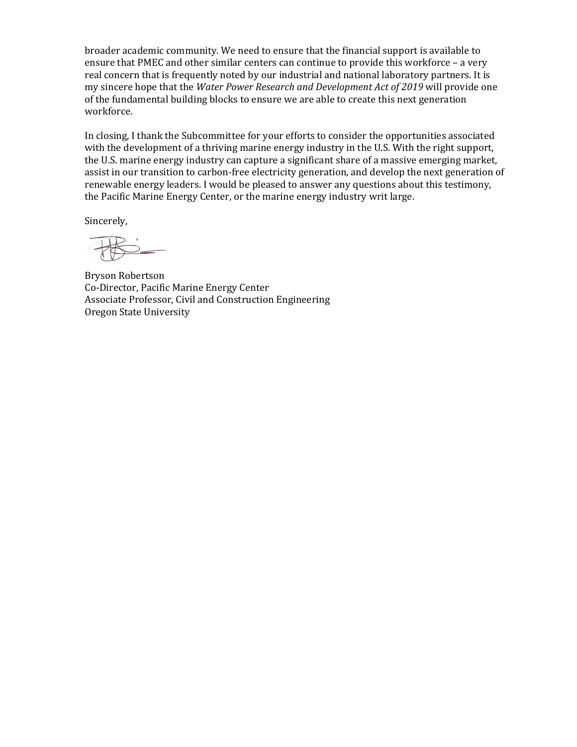broader academic community. We need to ensure that the financial support is available to ensure that PMEC and other similar centers can continue to provide this workforce – a very real concern that is frequently noted by our industrial and national laboratory partners. It is my sincere hope that the *Water Power Research and Development Act of 2019* will provide one of the fundamental building blocks to ensure we are able to create this next generation workforce.

In closing, I thank the Subcommittee for your efforts to consider the opportunities associated with the development of a thriving marine energy industry in the U.S. With the right support, the U.S. marine energy industry can capture a significant share of a massive emerging market, assist in our transition to carbon-free electricity generation, and develop the next generation of renewable energy leaders. I would be pleased to answer any questions about this testimony, the Pacific Marine Energy Center, or the marine energy industry writ large.

Sincerely,

Bryson Robertson  
Co-Director, Pacific Marine Energy Center  
Associate Professor, Civil and Construction Engineering  
Oregon State University